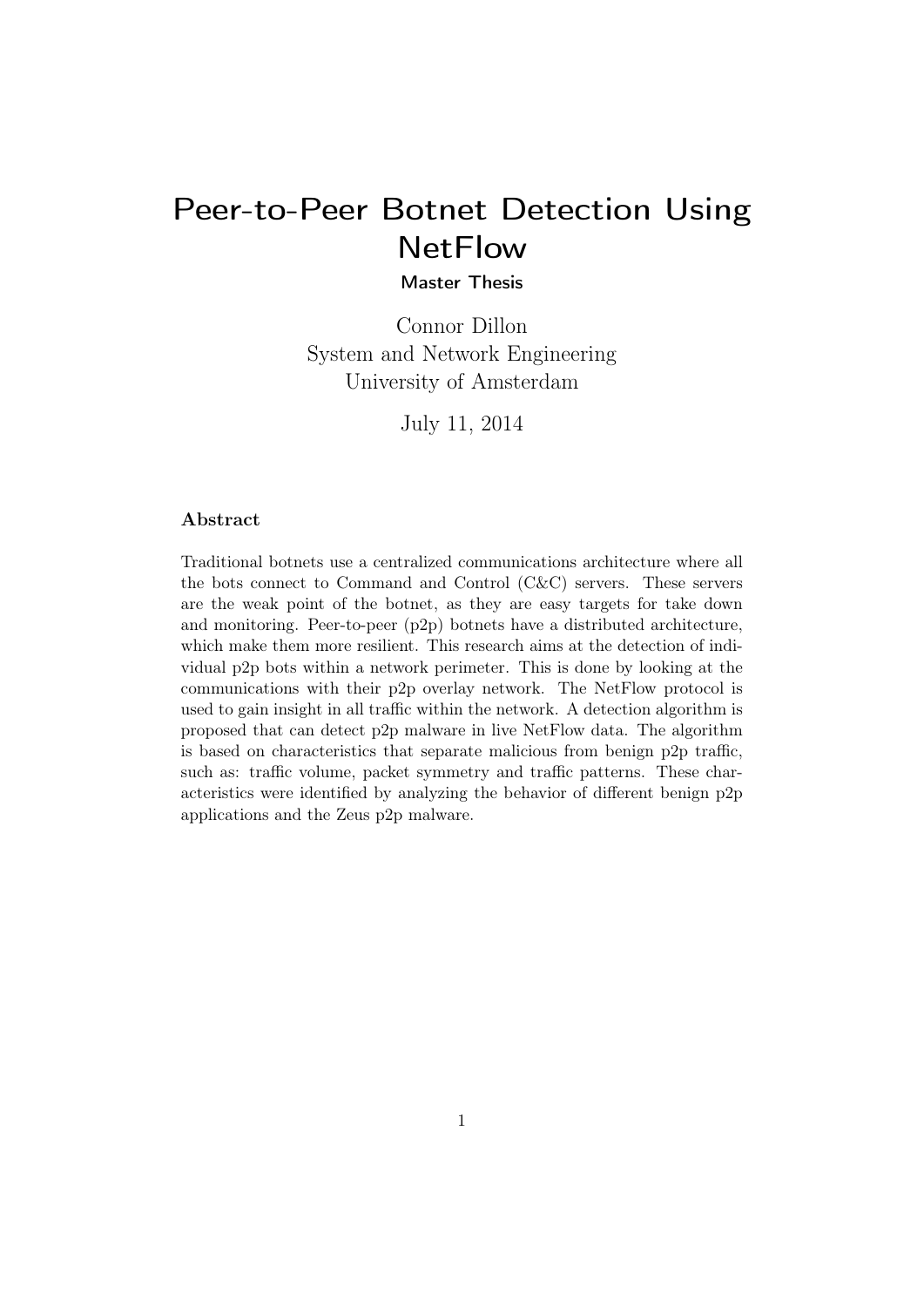# Peer-to-Peer Botnet Detection Using NetFlow

**Master Thesis**

Connor Dillon
System and Network Engineering
University of Amsterdam

July 11, 2014

### Abstract

Traditional botnets use a centralized communications architecture where all the bots connect to Command and Control (C&C) servers. These servers are the weak point of the botnet, as they are easy targets for take down and monitoring. Peer-to-peer (p2p) botnets have a distributed architecture, which make them more resilient. This research aims at the detection of individual p2p bots within a network perimeter. This is done by looking at the communications with their p2p overlay network. The NetFlow protocol is used to gain insight in all traffic within the network. A detection algorithm is proposed that can detect p2p malware in live NetFlow data. The algorithm is based on characteristics that separate malicious from benign p2p traffic, such as: traffic volume, packet symmetry and traffic patterns. These characteristics were identified by analyzing the behavior of different benign p2p applications and the Zeus p2p malware.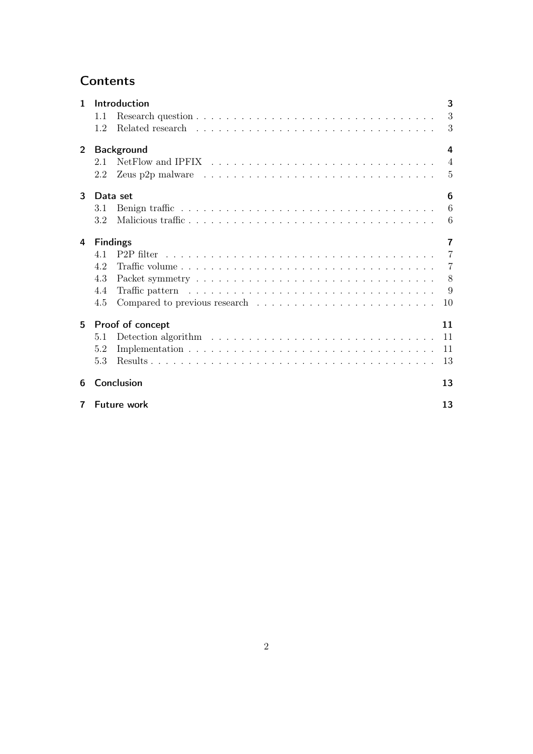# Contents

| | | |
|---|---|---|
| **1** | **Introduction** | **3** |
| 1.1 | Research question | 3 |
| 1.2 | Related research | 3 |
| **2** | **Background** | **4** |
| 2.1 | NetFlow and IPFIX | 4 |
| 2.2 | Zeus p2p malware | 5 |
| **3** | **Data set** | **6** |
| 3.1 | Benign traffic | 6 |
| 3.2 | Malicious traffic | 6 |
| **4** | **Findings** | **7** |
| 4.1 | P2P filter | 7 |
| 4.2 | Traffic volume | 7 |
| 4.3 | Packet symmetry | 8 |
| 4.4 | Traffic pattern | 9 |
| 4.5 | Compared to previous research | 10 |
| **5** | **Proof of concept** | **11** |
| 5.1 | Detection algorithm | 11 |
| 5.2 | Implementation | 11 |
| 5.3 | Results | 13 |
| **6** | **Conclusion** | **13** |
| **7** | **Future work** | **13** |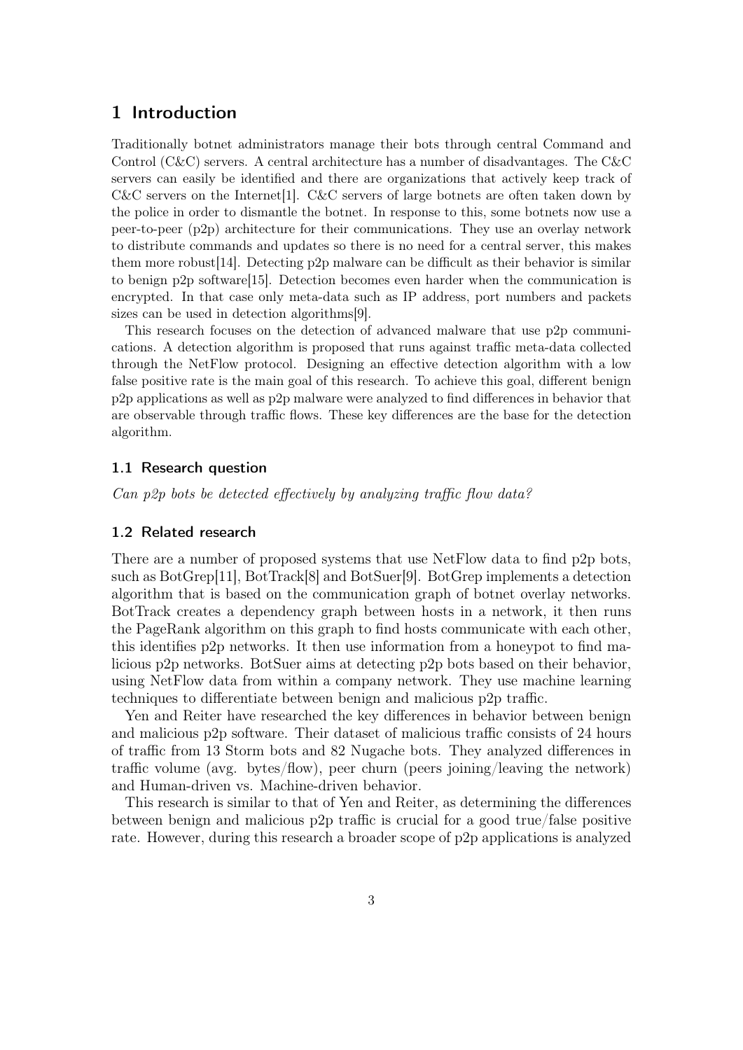# 1 Introduction

Traditionally botnet administrators manage their bots through central Command and Control (C&C) servers. A central architecture has a number of disadvantages. The C&C servers can easily be identified and there are organizations that actively keep track of C&C servers on the Internet[1]. C&C servers of large botnets are often taken down by the police in order to dismantle the botnet. In response to this, some botnets now use a peer-to-peer (p2p) architecture for their communications. They use an overlay network to distribute commands and updates so there is no need for a central server, this makes them more robust[14]. Detecting p2p malware can be difficult as their behavior is similar to benign p2p software[15]. Detection becomes even harder when the communication is encrypted. In that case only meta-data such as IP address, port numbers and packets sizes can be used in detection algorithms[9].

This research focuses on the detection of advanced malware that use p2p communications. A detection algorithm is proposed that runs against traffic meta-data collected through the NetFlow protocol. Designing an effective detection algorithm with a low false positive rate is the main goal of this research. To achieve this goal, different benign p2p applications as well as p2p malware were analyzed to find differences in behavior that are observable through traffic flows. These key differences are the base for the detection algorithm.

## 1.1 Research question

*Can p2p bots be detected effectively by analyzing traffic flow data?*

## 1.2 Related research

There are a number of proposed systems that use NetFlow data to find p2p bots, such as BotGrep[11], BotTrack[8] and BotSuer[9]. BotGrep implements a detection algorithm that is based on the communication graph of botnet overlay networks. BotTrack creates a dependency graph between hosts in a network, it then runs the PageRank algorithm on this graph to find hosts communicate with each other, this identifies p2p networks. It then use information from a honeypot to find malicious p2p networks. BotSuer aims at detecting p2p bots based on their behavior, using NetFlow data from within a company network. They use machine learning techniques to differentiate between benign and malicious p2p traffic.

Yen and Reiter have researched the key differences in behavior between benign and malicious p2p software. Their dataset of malicious traffic consists of 24 hours of traffic from 13 Storm bots and 82 Nugache bots. They analyzed differences in traffic volume (avg. bytes/flow), peer churn (peers joining/leaving the network) and Human-driven vs. Machine-driven behavior.

This research is similar to that of Yen and Reiter, as determining the differences between benign and malicious p2p traffic is crucial for a good true/false positive rate. However, during this research a broader scope of p2p applications is analyzed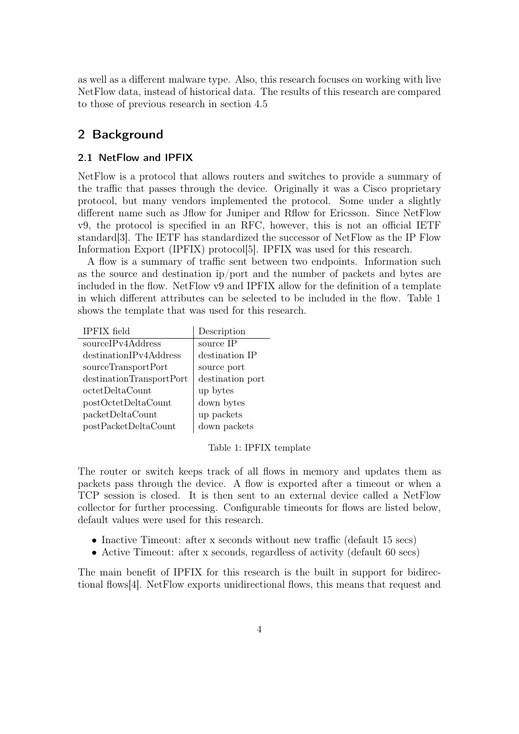as well as a different malware type. Also, this research focuses on working with live NetFlow data, instead of historical data. The results of this research are compared to those of previous research in section 4.5

## 2 Background

### 2.1 NetFlow and IPFIX

NetFlow is a protocol that allows routers and switches to provide a summary of the traffic that passes through the device. Originally it was a Cisco proprietary protocol, but many vendors implemented the protocol. Some under a slightly different name such as Jflow for Juniper and Rflow for Ericsson. Since NetFlow v9, the protocol is specified in an RFC, however, this is not an official IETF standard[3]. The IETF has standardized the successor of NetFlow as the IP Flow Information Export (IPFIX) protocol[5]. IPFIX was used for this research.

A flow is a summary of traffic sent between two endpoints. Information such as the source and destination ip/port and the number of packets and bytes are included in the flow. NetFlow v9 and IPFIX allow for the definition of a template in which different attributes can be selected to be included in the flow. Table 1 shows the template that was used for this research.

| IPFIX field | Description |
|---|---|
| sourceIPv4Address | source IP |
| destinationIPv4Address | destination IP |
| sourceTransportPort | source port |
| destinationTransportPort | destination port |
| octetDeltaCount | up bytes |
| postOctetDeltaCount | down bytes |
| packetDeltaCount | up packets |
| postPacketDeltaCount | down packets |

Table 1: IPFIX template

The router or switch keeps track of all flows in memory and updates them as packets pass through the device. A flow is exported after a timeout or when a TCP session is closed. It is then sent to an external device called a NetFlow collector for further processing. Configurable timeouts for flows are listed below, default values were used for this research.

- Inactive Timeout: after x seconds without new traffic (default 15 secs)
- Active Timeout: after x seconds, regardless of activity (default 60 secs)

The main benefit of IPFIX for this research is the built in support for bidirectional flows[4]. NetFlow exports unidirectional flows, this means that request and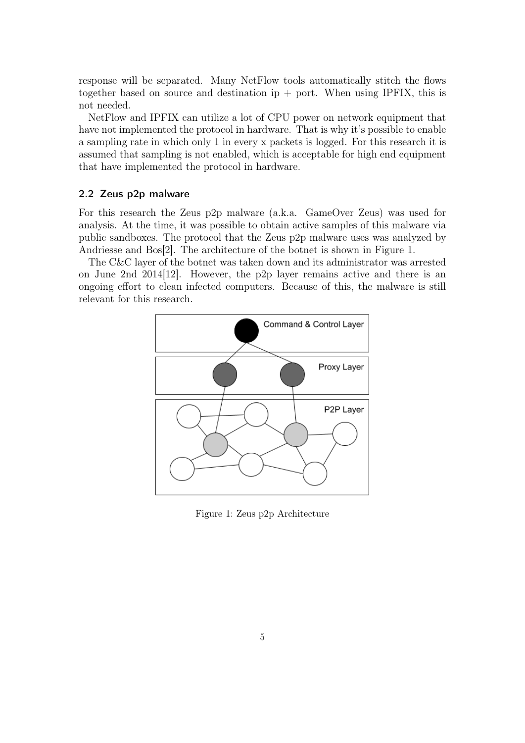response will be separated. Many NetFlow tools automatically stitch the flows together based on source and destination ip + port. When using IPFIX, this is not needed.

NetFlow and IPFIX can utilize a lot of CPU power on network equipment that have not implemented the protocol in hardware. That is why it's possible to enable a sampling rate in which only 1 in every x packets is logged. For this research it is assumed that sampling is not enabled, which is acceptable for high end equipment that have implemented the protocol in hardware.

### 2.2 Zeus p2p malware

For this research the Zeus p2p malware (a.k.a. GameOver Zeus) was used for analysis. At the time, it was possible to obtain active samples of this malware via public sandboxes. The protocol that the Zeus p2p malware uses was analyzed by Andriesse and Bos[2]. The architecture of the botnet is shown in Figure 1.

The C&C layer of the botnet was taken down and its administrator was arrested on June 2nd 2014[12]. However, the p2p layer remains active and there is an ongoing effort to clean infected computers. Because of this, the malware is still relevant for this research.

Figure 1: Zeus p2p Architecture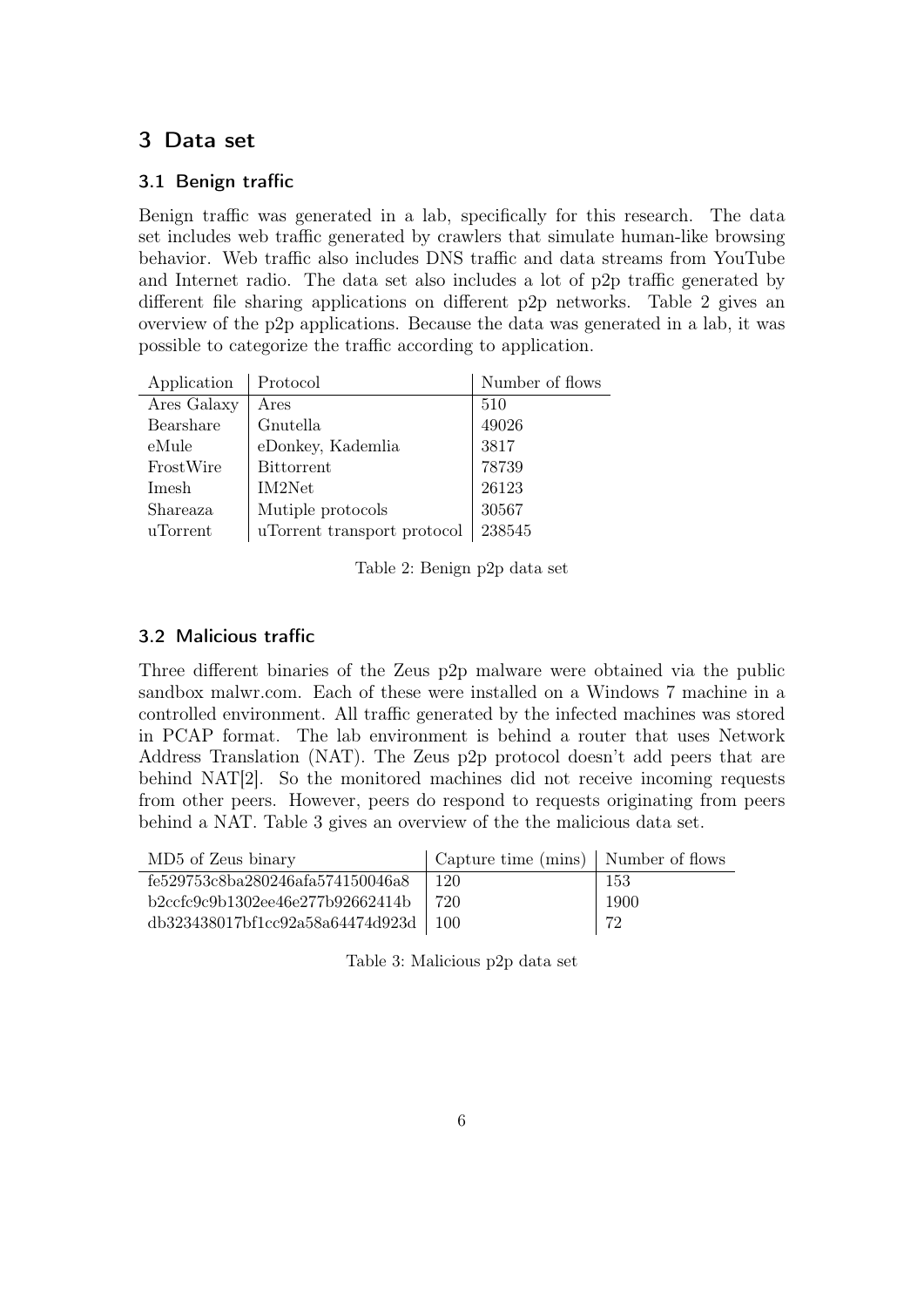## 3 Data set

### 3.1 Benign traffic

Benign traffic was generated in a lab, specifically for this research. The data set includes web traffic generated by crawlers that simulate human-like browsing behavior. Web traffic also includes DNS traffic and data streams from YouTube and Internet radio. The data set also includes a lot of p2p traffic generated by different file sharing applications on different p2p networks. Table 2 gives an overview of the p2p applications. Because the data was generated in a lab, it was possible to categorize the traffic according to application.

| Application | Protocol | Number of flows |
|---|---|---|
| Ares Galaxy | Ares | 510 |
| Bearshare | Gnutella | 49026 |
| eMule | eDonkey, Kademlia | 3817 |
| FrostWire | Bittorrent | 78739 |
| Imesh | IM2Net | 26123 |
| Shareaza | Mutiple protocols | 30567 |
| uTorrent | uTorrent transport protocol | 238545 |

Table 2: Benign p2p data set

### 3.2 Malicious traffic

Three different binaries of the Zeus p2p malware were obtained via the public sandbox malwr.com. Each of these were installed on a Windows 7 machine in a controlled environment. All traffic generated by the infected machines was stored in PCAP format. The lab environment is behind a router that uses Network Address Translation (NAT). The Zeus p2p protocol doesn't add peers that are behind NAT[2]. So the monitored machines did not receive incoming requests from other peers. However, peers do respond to requests originating from peers behind a NAT. Table 3 gives an overview of the the malicious data set.

| MD5 of Zeus binary | Capture time (mins) | Number of flows |
|---|---|---|
| fe529753c8ba280246afa574150046a8 | 120 | 153 |
| b2ccfc9c9b1302ee46e277b92662414b | 720 | 1900 |
| db323438017bf1cc92a58a64474d923d | 100 | 72 |

Table 3: Malicious p2p data set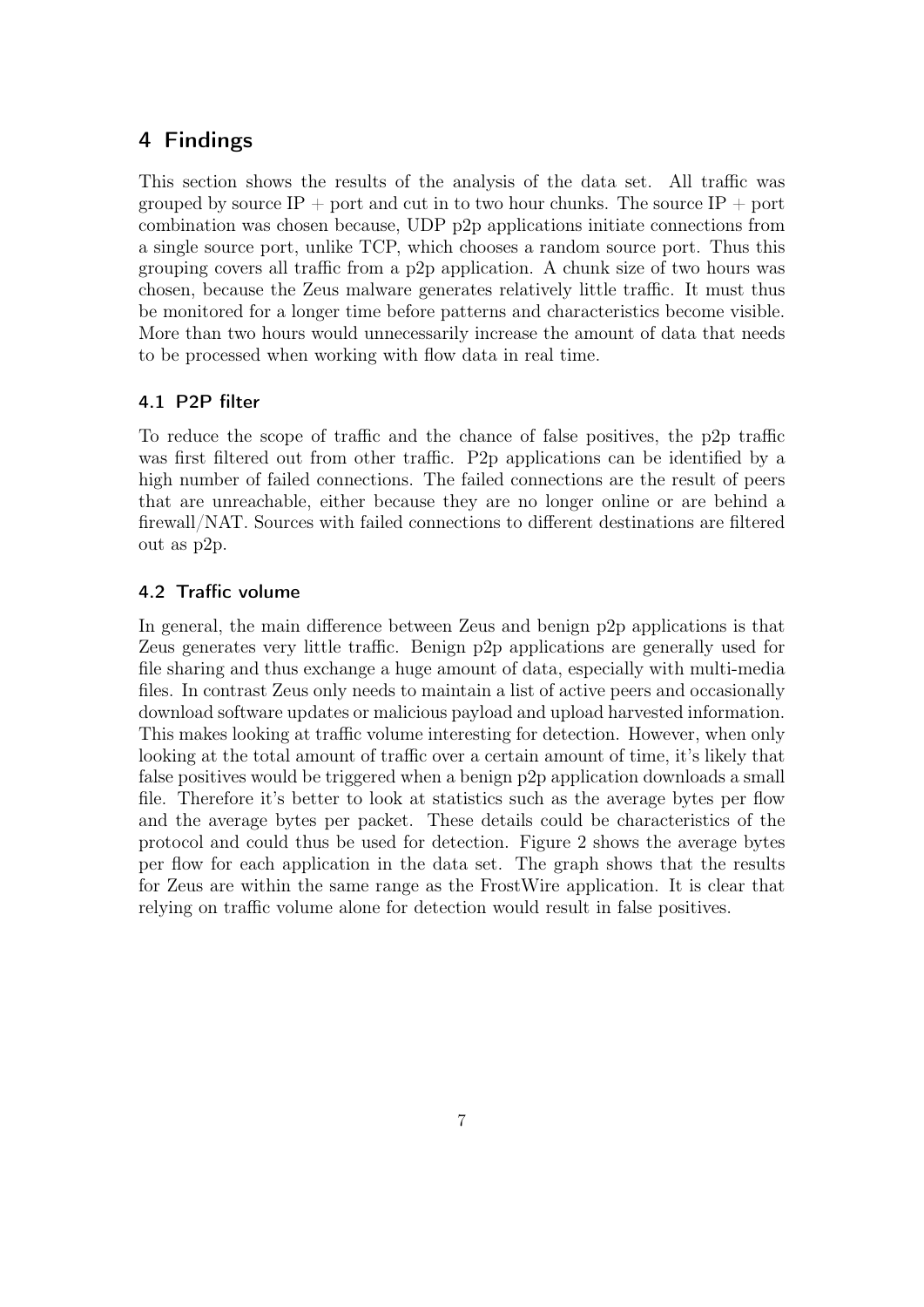## 4 Findings

This section shows the results of the analysis of the data set. All traffic was grouped by source IP + port and cut in to two hour chunks. The source IP + port combination was chosen because, UDP p2p applications initiate connections from a single source port, unlike TCP, which chooses a random source port. Thus this grouping covers all traffic from a p2p application. A chunk size of two hours was chosen, because the Zeus malware generates relatively little traffic. It must thus be monitored for a longer time before patterns and characteristics become visible. More than two hours would unnecessarily increase the amount of data that needs to be processed when working with flow data in real time.

### 4.1 P2P filter

To reduce the scope of traffic and the chance of false positives, the p2p traffic was first filtered out from other traffic. P2p applications can be identified by a high number of failed connections. The failed connections are the result of peers that are unreachable, either because they are no longer online or are behind a firewall/NAT. Sources with failed connections to different destinations are filtered out as p2p.

### 4.2 Traffic volume

In general, the main difference between Zeus and benign p2p applications is that Zeus generates very little traffic. Benign p2p applications are generally used for file sharing and thus exchange a huge amount of data, especially with multi-media files. In contrast Zeus only needs to maintain a list of active peers and occasionally download software updates or malicious payload and upload harvested information. This makes looking at traffic volume interesting for detection. However, when only looking at the total amount of traffic over a certain amount of time, it's likely that false positives would be triggered when a benign p2p application downloads a small file. Therefore it's better to look at statistics such as the average bytes per flow and the average bytes per packet. These details could be characteristics of the protocol and could thus be used for detection. Figure 2 shows the average bytes per flow for each application in the data set. The graph shows that the results for Zeus are within the same range as the FrostWire application. It is clear that relying on traffic volume alone for detection would result in false positives.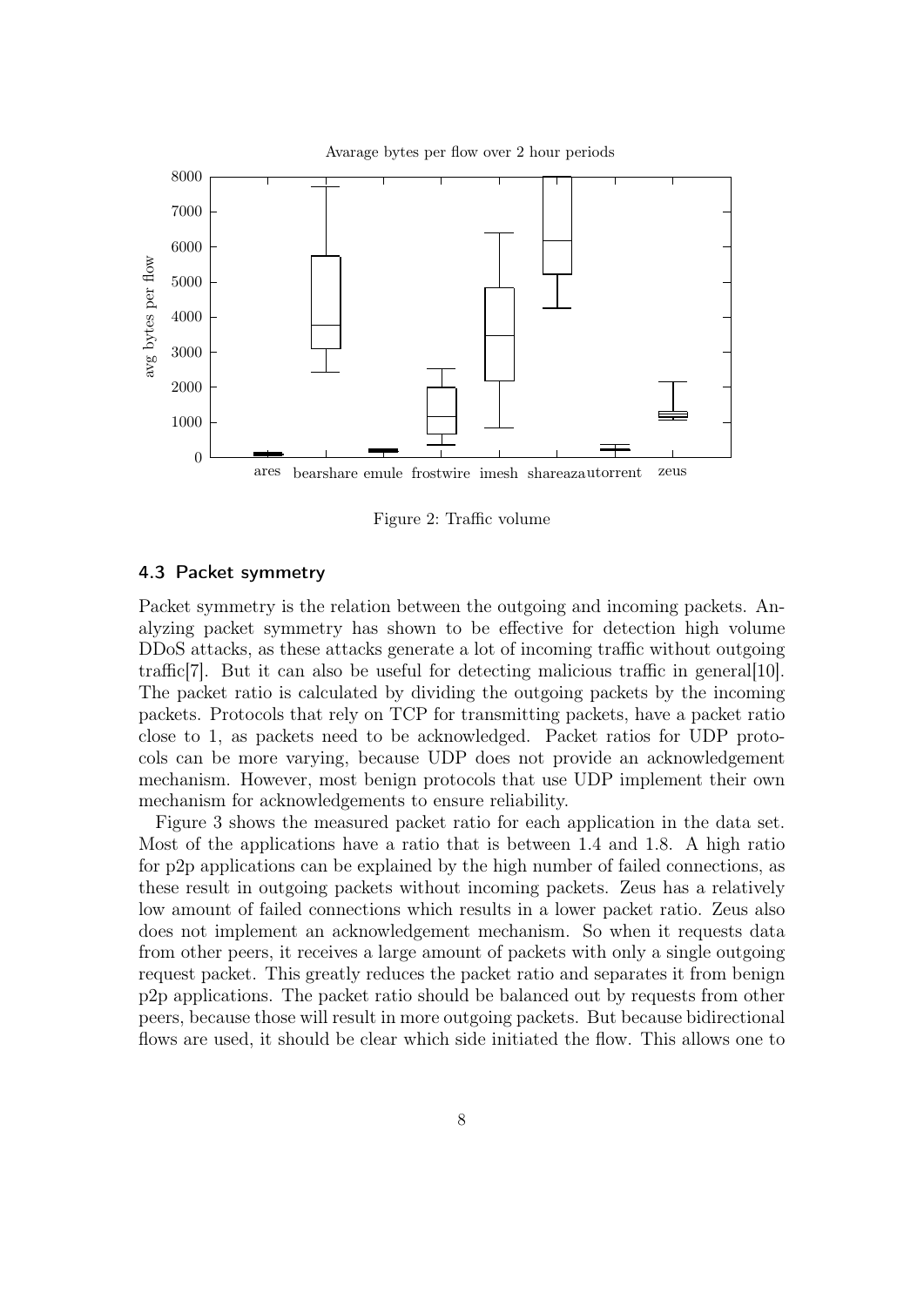Figure 2: Traffic volume

### 4.3 Packet symmetry

Packet symmetry is the relation between the outgoing and incoming packets. Analyzing packet symmetry has shown to be effective for detection high volume DDoS attacks, as these attacks generate a lot of incoming traffic without outgoing traffic[7]. But it can also be useful for detecting malicious traffic in general[10]. The packet ratio is calculated by dividing the outgoing packets by the incoming packets. Protocols that rely on TCP for transmitting packets, have a packet ratio close to 1, as packets need to be acknowledged. Packet ratios for UDP protocols can be more varying, because UDP does not provide an acknowledgement mechanism. However, most benign protocols that use UDP implement their own mechanism for acknowledgements to ensure reliability.

Figure 3 shows the measured packet ratio for each application in the data set. Most of the applications have a ratio that is between 1.4 and 1.8. A high ratio for p2p applications can be explained by the high number of failed connections, as these result in outgoing packets without incoming packets. Zeus has a relatively low amount of failed connections which results in a lower packet ratio. Zeus also does not implement an acknowledgement mechanism. So when it requests data from other peers, it receives a large amount of packets with only a single outgoing request packet. This greatly reduces the packet ratio and separates it from benign p2p applications. The packet ratio should be balanced out by requests from other peers, because those will result in more outgoing packets. But because bidirectional flows are used, it should be clear which side initiated the flow. This allows one to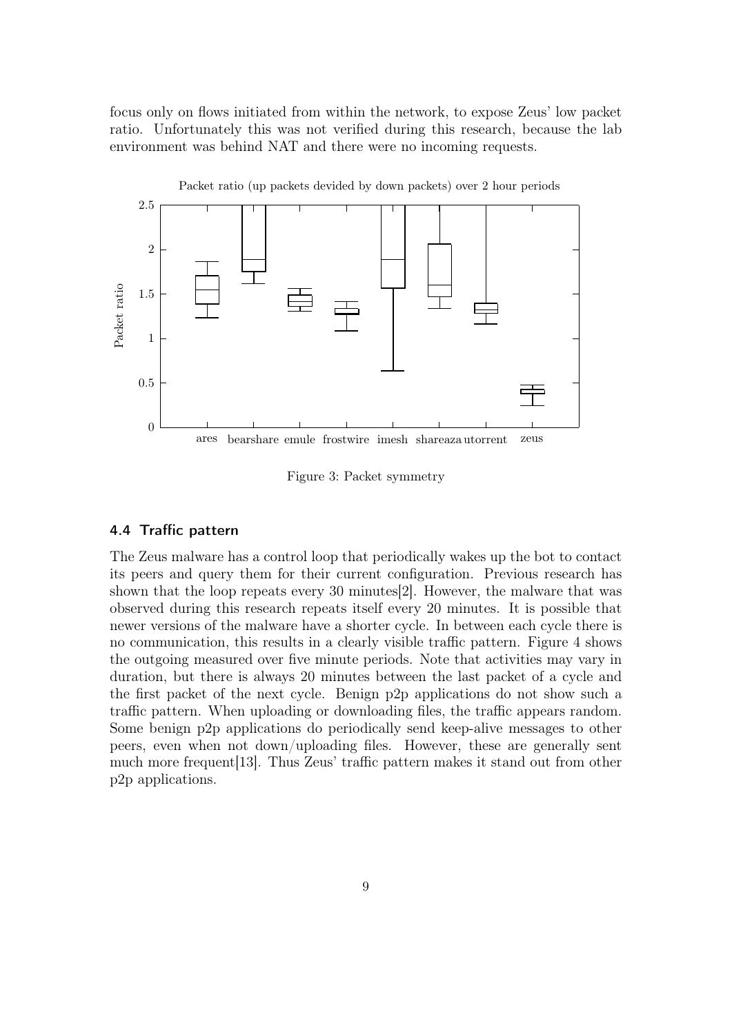focus only on flows initiated from within the network, to expose Zeus' low packet ratio. Unfortunately this was not verified during this research, because the lab environment was behind NAT and there were no incoming requests.

Figure 3: Packet symmetry

### 4.4 Traffic pattern

The Zeus malware has a control loop that periodically wakes up the bot to contact its peers and query them for their current configuration. Previous research has shown that the loop repeats every 30 minutes[2]. However, the malware that was observed during this research repeats itself every 20 minutes. It is possible that newer versions of the malware have a shorter cycle. In between each cycle there is no communication, this results in a clearly visible traffic pattern. Figure 4 shows the outgoing measured over five minute periods. Note that activities may vary in duration, but there is always 20 minutes between the last packet of a cycle and the first packet of the next cycle. Benign p2p applications do not show such a traffic pattern. When uploading or downloading files, the traffic appears random. Some benign p2p applications do periodically send keep-alive messages to other peers, even when not down/uploading files. However, these are generally sent much more frequent[13]. Thus Zeus' traffic pattern makes it stand out from other p2p applications.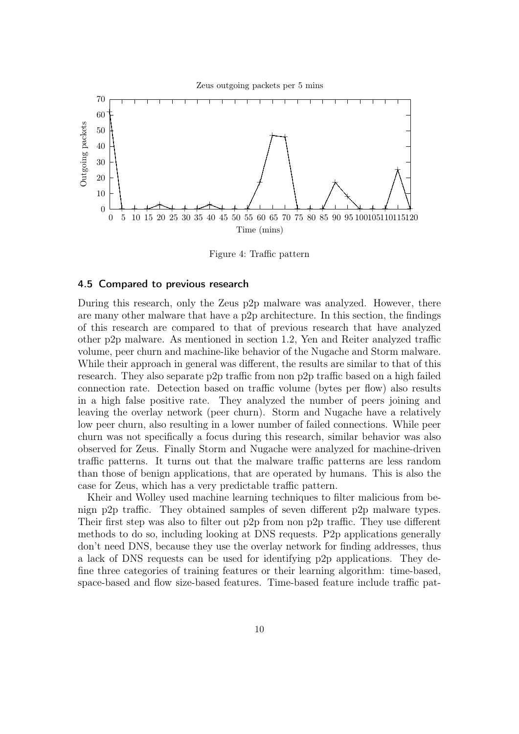Figure 4: Traffic pattern

### 4.5 Compared to previous research

During this research, only the Zeus p2p malware was analyzed. However, there are many other malware that have a p2p architecture. In this section, the findings of this research are compared to that of previous research that have analyzed other p2p malware. As mentioned in section 1.2, Yen and Reiter analyzed traffic volume, peer churn and machine-like behavior of the Nugache and Storm malware. While their approach in general was different, the results are similar to that of this research. They also separate p2p traffic from non p2p traffic based on a high failed connection rate. Detection based on traffic volume (bytes per flow) also results in a high false positive rate. They analyzed the number of peers joining and leaving the overlay network (peer churn). Storm and Nugache have a relatively low peer churn, also resulting in a lower number of failed connections. While peer churn was not specifically a focus during this research, similar behavior was also observed for Zeus. Finally Storm and Nugache were analyzed for machine-driven traffic patterns. It turns out that the malware traffic patterns are less random than those of benign applications, that are operated by humans. This is also the case for Zeus, which has a very predictable traffic pattern.

Kheir and Wolley used machine learning techniques to filter malicious from benign p2p traffic. They obtained samples of seven different p2p malware types. Their first step was also to filter out p2p from non p2p traffic. They use different methods to do so, including looking at DNS requests. P2p applications generally don't need DNS, because they use the overlay network for finding addresses, thus a lack of DNS requests can be used for identifying p2p applications. They define three categories of training features or their learning algorithm: time-based, space-based and flow size-based features. Time-based feature include traffic pat-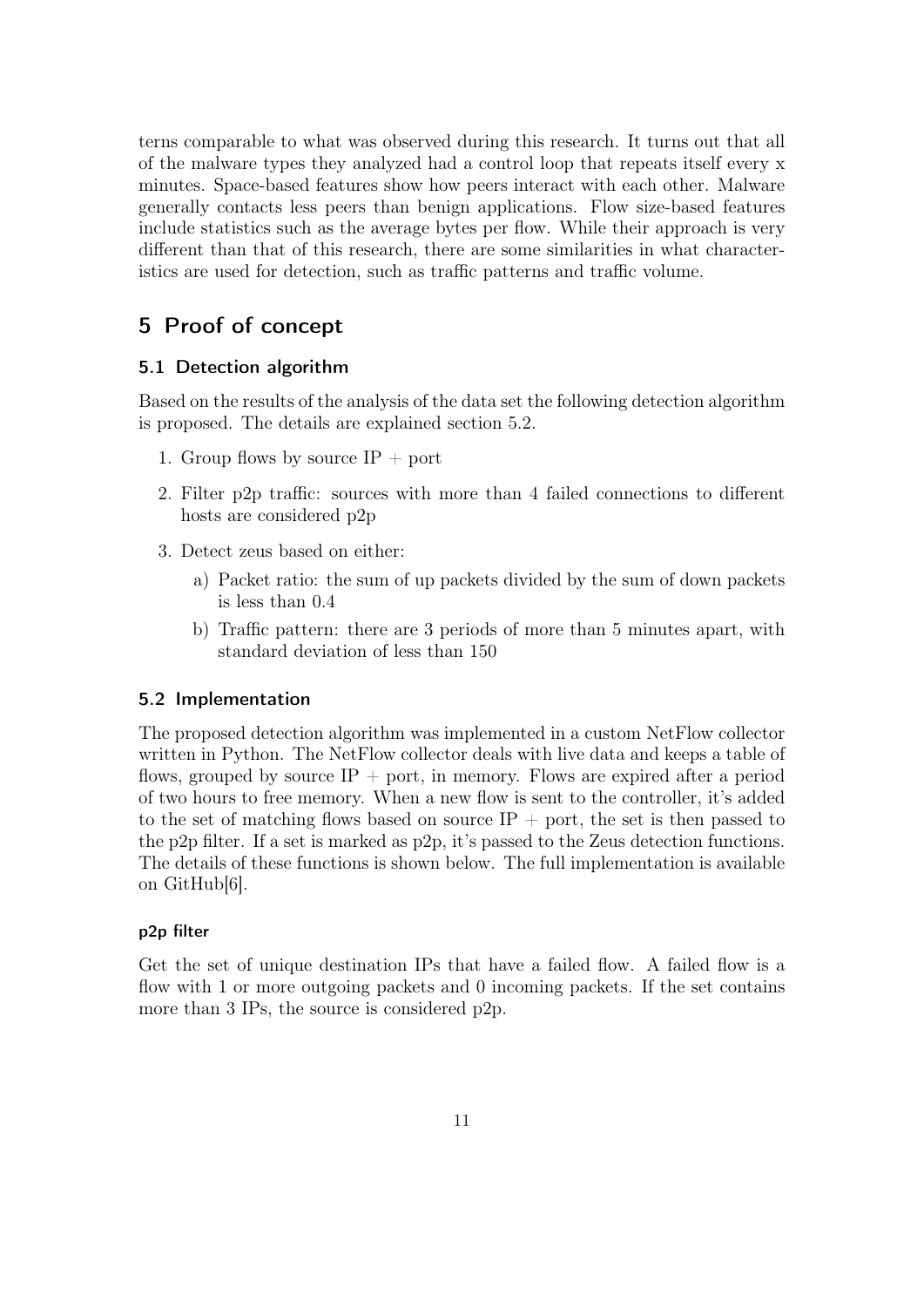terns comparable to what was observed during this research. It turns out that all of the malware types they analyzed had a control loop that repeats itself every x minutes. Space-based features show how peers interact with each other. Malware generally contacts less peers than benign applications. Flow size-based features include statistics such as the average bytes per flow. While their approach is very different than that of this research, there are some similarities in what characteristics are used for detection, such as traffic patterns and traffic volume.

## 5 Proof of concept

### 5.1 Detection algorithm

Based on the results of the analysis of the data set the following detection algorithm is proposed. The details are explained section 5.2.

1. Group flows by source IP + port
2. Filter p2p traffic: sources with more than 4 failed connections to different hosts are considered p2p
3. Detect zeus based on either:
   a) Packet ratio: the sum of up packets divided by the sum of down packets is less than 0.4
   b) Traffic pattern: there are 3 periods of more than 5 minutes apart, with standard deviation of less than 150

### 5.2 Implementation

The proposed detection algorithm was implemented in a custom NetFlow collector written in Python. The NetFlow collector deals with live data and keeps a table of flows, grouped by source IP + port, in memory. Flows are expired after a period of two hours to free memory. When a new flow is sent to the controller, it's added to the set of matching flows based on source IP + port, the set is then passed to the p2p filter. If a set is marked as p2p, it's passed to the Zeus detection functions. The details of these functions is shown below. The full implementation is available on GitHub[6].

#### p2p filter

Get the set of unique destination IPs that have a failed flow. A failed flow is a flow with 1 or more outgoing packets and 0 incoming packets. If the set contains more than 3 IPs, the source is considered p2p.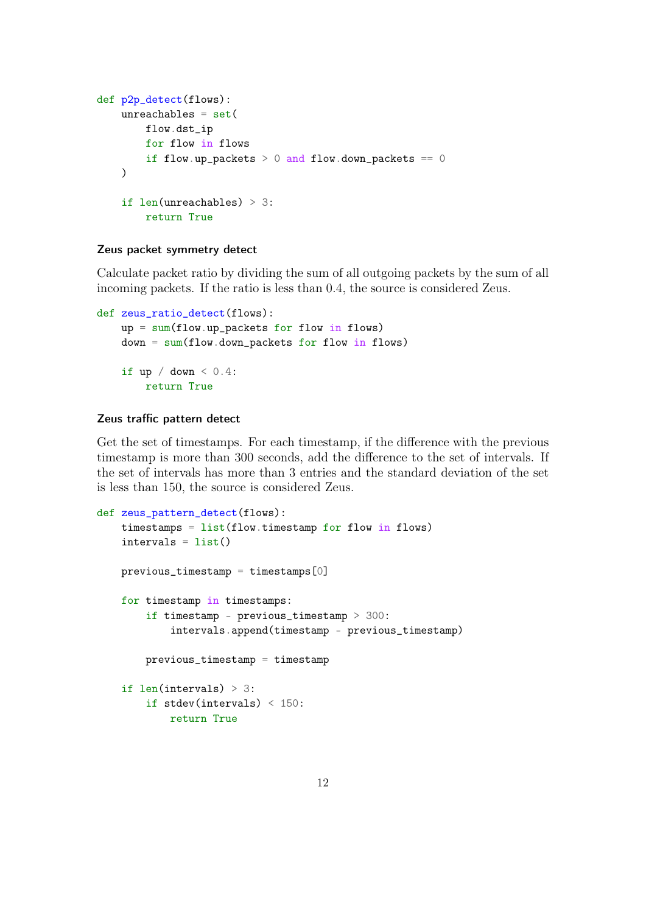```python
def p2p_detect(flows):
    unreachables = set(
        flow.dst_ip
        for flow in flows
        if flow.up_packets > 0 and flow.down_packets == 0
    )

    if len(unreachables) > 3:
        return True
```

#### Zeus packet symmetry detect

Calculate packet ratio by dividing the sum of all outgoing packets by the sum of all incoming packets. If the ratio is less than 0.4, the source is considered Zeus.

```python
def zeus_ratio_detect(flows):
    up = sum(flow.up_packets for flow in flows)
    down = sum(flow.down_packets for flow in flows)

    if up / down < 0.4:
        return True
```

#### Zeus traffic pattern detect

Get the set of timestamps. For each timestamp, if the difference with the previous timestamp is more than 300 seconds, add the difference to the set of intervals. If the set of intervals has more than 3 entries and the standard deviation of the set is less than 150, the source is considered Zeus.

```python
def zeus_pattern_detect(flows):
    timestamps = list(flow.timestamp for flow in flows)
    intervals = list()

    previous_timestamp = timestamps[0]

    for timestamp in timestamps:
        if timestamp - previous_timestamp > 300:
            intervals.append(timestamp - previous_timestamp)

        previous_timestamp = timestamp

    if len(intervals) > 3:
        if stdev(intervals) < 150:
            return True
```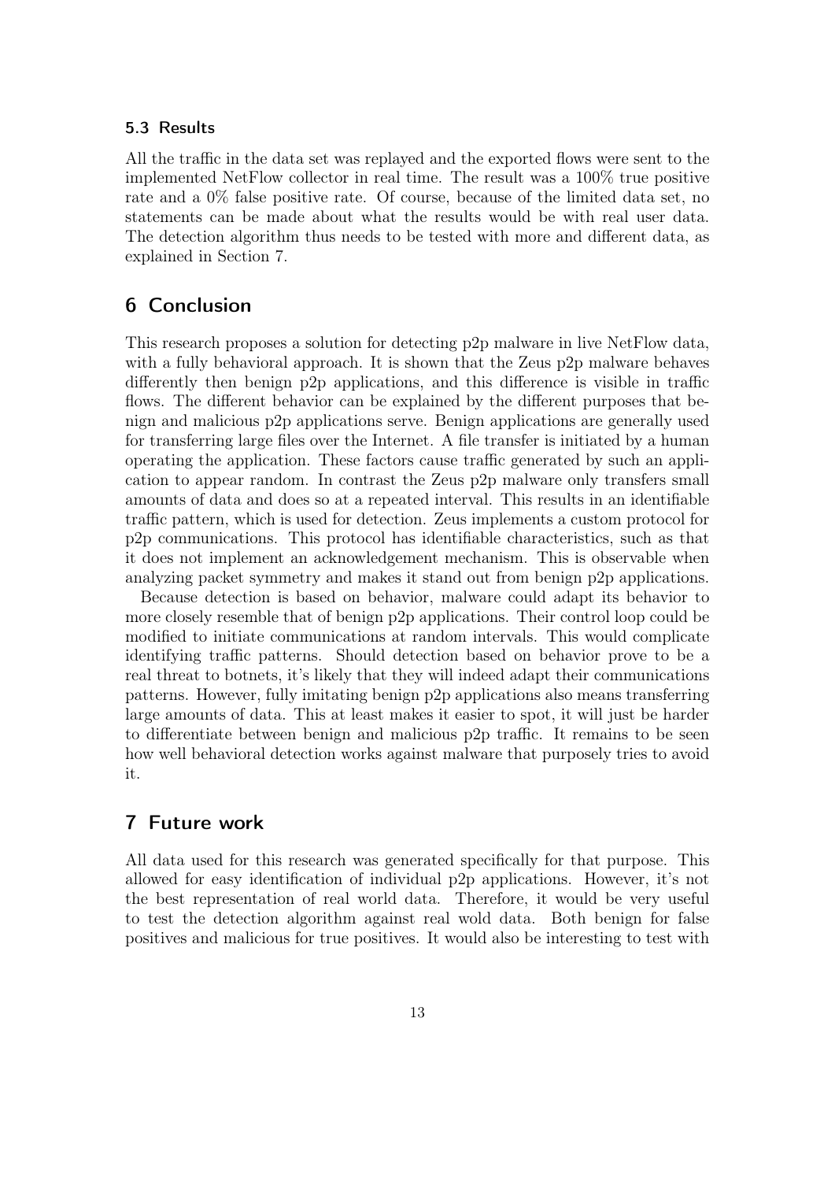### 5.3 Results

All the traffic in the data set was replayed and the exported flows were sent to the implemented NetFlow collector in real time. The result was a 100% true positive rate and a 0% false positive rate. Of course, because of the limited data set, no statements can be made about what the results would be with real user data. The detection algorithm thus needs to be tested with more and different data, as explained in Section 7.

## 6 Conclusion

This research proposes a solution for detecting p2p malware in live NetFlow data, with a fully behavioral approach. It is shown that the Zeus p2p malware behaves differently then benign p2p applications, and this difference is visible in traffic flows. The different behavior can be explained by the different purposes that benign and malicious p2p applications serve. Benign applications are generally used for transferring large files over the Internet. A file transfer is initiated by a human operating the application. These factors cause traffic generated by such an application to appear random. In contrast the Zeus p2p malware only transfers small amounts of data and does so at a repeated interval. This results in an identifiable traffic pattern, which is used for detection. Zeus implements a custom protocol for p2p communications. This protocol has identifiable characteristics, such as that it does not implement an acknowledgement mechanism. This is observable when analyzing packet symmetry and makes it stand out from benign p2p applications.

Because detection is based on behavior, malware could adapt its behavior to more closely resemble that of benign p2p applications. Their control loop could be modified to initiate communications at random intervals. This would complicate identifying traffic patterns. Should detection based on behavior prove to be a real threat to botnets, it's likely that they will indeed adapt their communications patterns. However, fully imitating benign p2p applications also means transferring large amounts of data. This at least makes it easier to spot, it will just be harder to differentiate between benign and malicious p2p traffic. It remains to be seen how well behavioral detection works against malware that purposely tries to avoid it.

## 7 Future work

All data used for this research was generated specifically for that purpose. This allowed for easy identification of individual p2p applications. However, it's not the best representation of real world data. Therefore, it would be very useful to test the detection algorithm against real wold data. Both benign for false positives and malicious for true positives. It would also be interesting to test with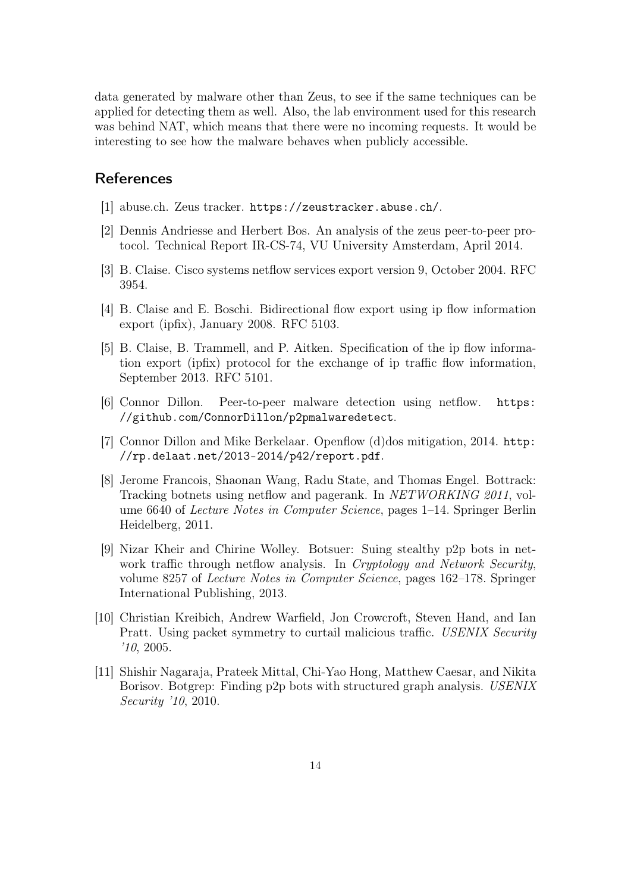data generated by malware other than Zeus, to see if the same techniques can be applied for detecting them as well. Also, the lab environment used for this research was behind NAT, which means that there were no incoming requests. It would be interesting to see how the malware behaves when publicly accessible.

## References

[1] abuse.ch. Zeus tracker. `https://zeustracker.abuse.ch/`.

[2] Dennis Andriesse and Herbert Bos. An analysis of the zeus peer-to-peer protocol. Technical Report IR-CS-74, VU University Amsterdam, April 2014.

[3] B. Claise. Cisco systems netflow services export version 9, October 2004. RFC 3954.

[4] B. Claise and E. Boschi. Bidirectional flow export using ip flow information export (ipfix), January 2008. RFC 5103.

[5] B. Claise, B. Trammell, and P. Aitken. Specification of the ip flow information export (ipfix) protocol for the exchange of ip traffic flow information, September 2013. RFC 5101.

[6] Connor Dillon. Peer-to-peer malware detection using netflow. `https://github.com/ConnorDillon/p2pmalwaredetect`.

[7] Connor Dillon and Mike Berkelaar. Openflow (d)dos mitigation, 2014. `http://rp.delaat.net/2013-2014/p42/report.pdf`.

[8] Jerome Francois, Shaonan Wang, Radu State, and Thomas Engel. Bottrack: Tracking botnets using netflow and pagerank. In *NETWORKING 2011*, volume 6640 of *Lecture Notes in Computer Science*, pages 1–14. Springer Berlin Heidelberg, 2011.

[9] Nizar Kheir and Chirine Wolley. Botsuer: Suing stealthy p2p bots in network traffic through netflow analysis. In *Cryptology and Network Security*, volume 8257 of *Lecture Notes in Computer Science*, pages 162–178. Springer International Publishing, 2013.

[10] Christian Kreibich, Andrew Warfield, Jon Crowcroft, Steven Hand, and Ian Pratt. Using packet symmetry to curtail malicious traffic. *USENIX Security '10*, 2005.

[11] Shishir Nagaraja, Prateek Mittal, Chi-Yao Hong, Matthew Caesar, and Nikita Borisov. Botgrep: Finding p2p bots with structured graph analysis. *USENIX Security '10*, 2010.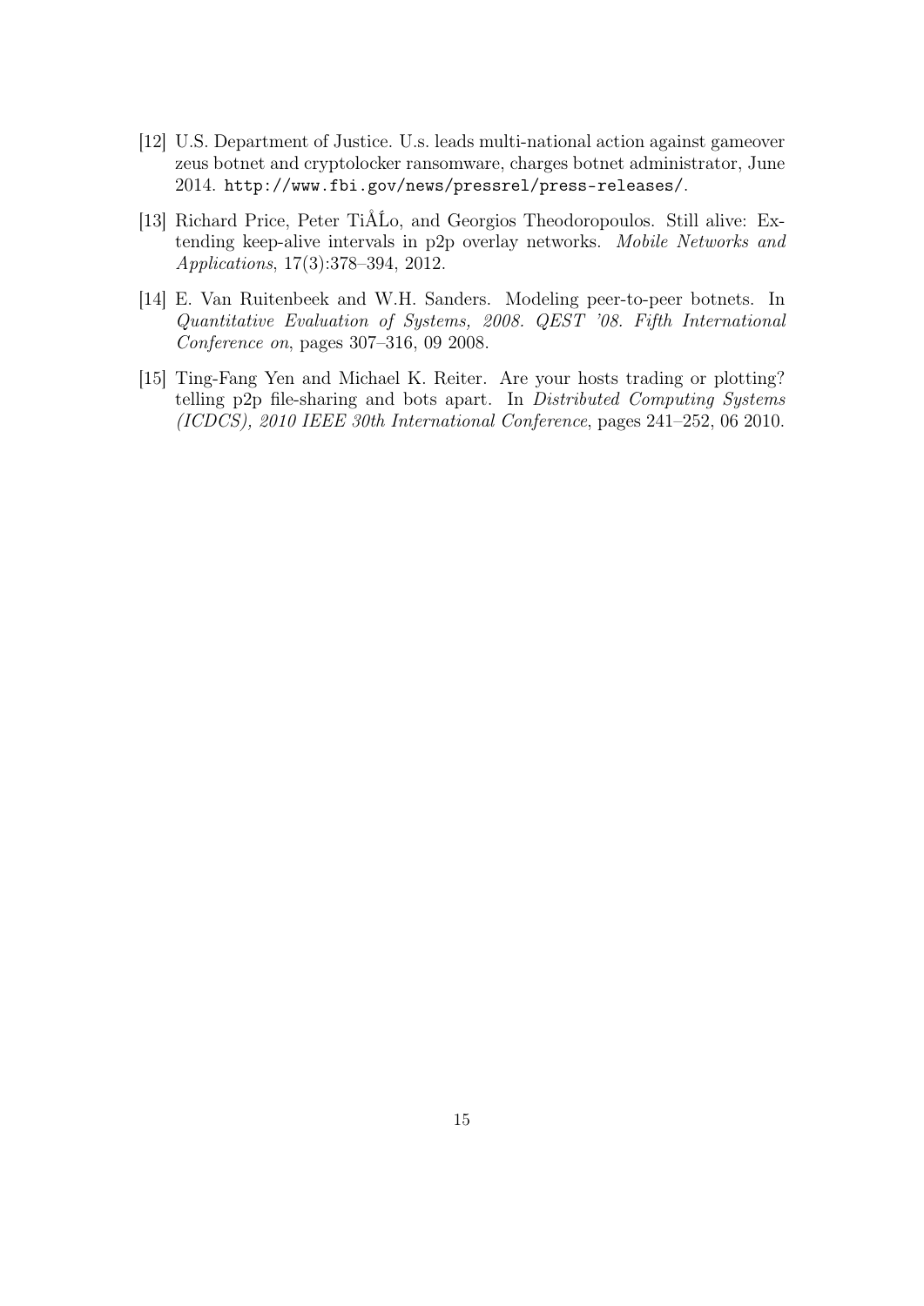[12] U.S. Department of Justice. U.s. leads multi-national action against gameover zeus botnet and cryptolocker ransomware, charges botnet administrator, June 2014. `http://www.fbi.gov/news/pressrel/press-releases/`.

[13] Richard Price, Peter TiÅĹo, and Georgios Theodoropoulos. Still alive: Extending keep-alive intervals in p2p overlay networks. *Mobile Networks and Applications*, 17(3):378–394, 2012.

[14] E. Van Ruitenbeek and W.H. Sanders. Modeling peer-to-peer botnets. In *Quantitative Evaluation of Systems, 2008. QEST '08. Fifth International Conference on*, pages 307–316, 09 2008.

[15] Ting-Fang Yen and Michael K. Reiter. Are your hosts trading or plotting? telling p2p file-sharing and bots apart. In *Distributed Computing Systems (ICDCS), 2010 IEEE 30th International Conference*, pages 241–252, 06 2010.